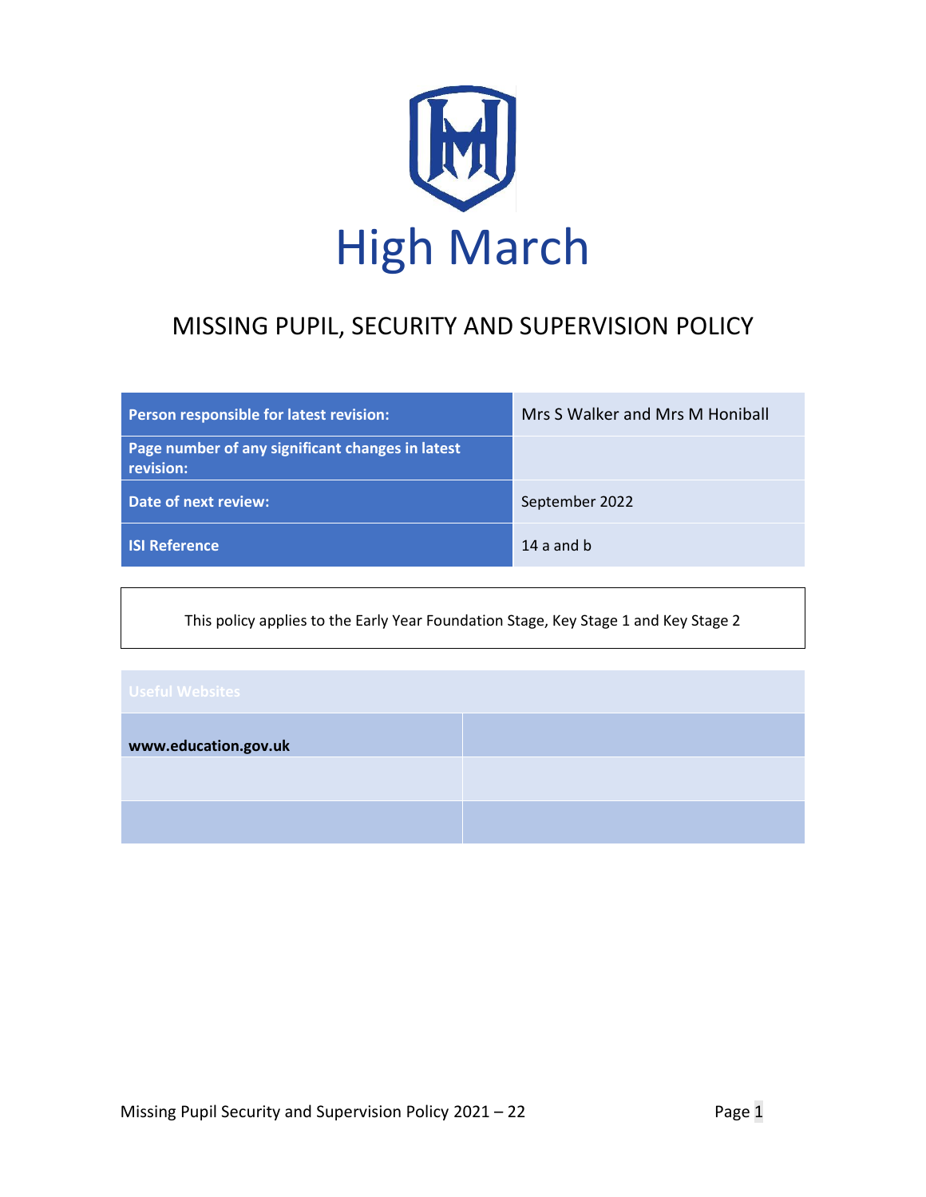# High March

## MISSING PUPIL, SECURITY AND SUPERVISION POLICY

| | |
|---|---|
| **Person responsible for latest revision:** | Mrs S Walker and Mrs M Honiball |
| **Page number of any significant changes in latest revision:** | |
| **Date of next review:** | September 2022 |
| **ISI Reference** | 14 a and b |

This policy applies to the Early Year Foundation Stage, Key Stage 1 and Key Stage 2

| Useful Websites | |
|---|---|
| **www.education.gov.uk** | |
| | |
| | |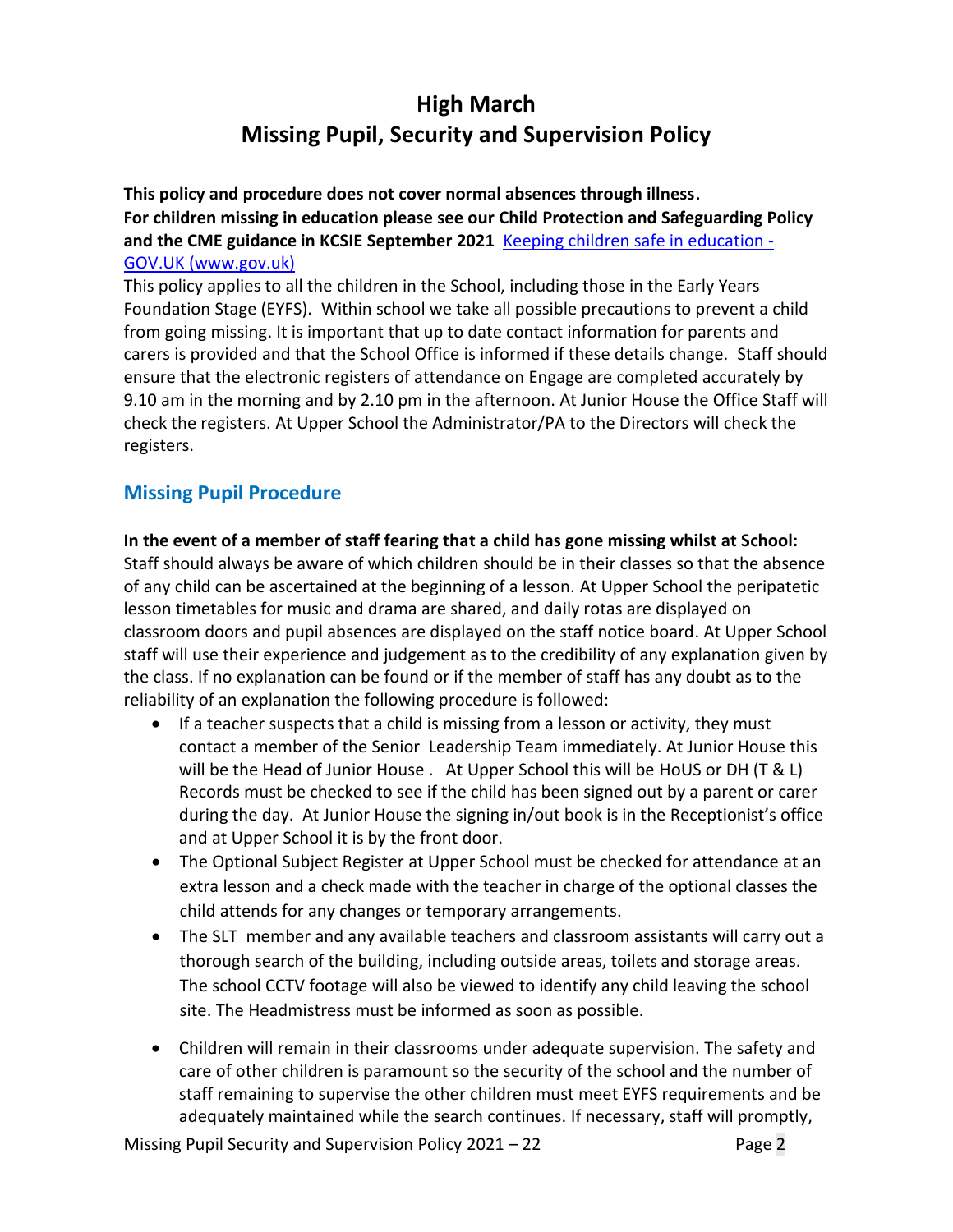# High March
# Missing Pupil, Security and Supervision Policy

**This policy and procedure does not cover normal absences through illness.**
**For children missing in education please see our Child Protection and Safeguarding Policy and the CME guidance in KCSIE September 2021** [Keeping children safe in education - GOV.UK (www.gov.uk)](www.gov.uk)

This policy applies to all the children in the School, including those in the Early Years Foundation Stage (EYFS). Within school we take all possible precautions to prevent a child from going missing. It is important that up to date contact information for parents and carers is provided and that the School Office is informed if these details change. Staff should ensure that the electronic registers of attendance on Engage are completed accurately by 9.10 am in the morning and by 2.10 pm in the afternoon. At Junior House the Office Staff will check the registers. At Upper School the Administrator/PA to the Directors will check the registers.

## Missing Pupil Procedure

**In the event of a member of staff fearing that a child has gone missing whilst at School:**
Staff should always be aware of which children should be in their classes so that the absence of any child can be ascertained at the beginning of a lesson. At Upper School the peripatetic lesson timetables for music and drama are shared, and daily rotas are displayed on classroom doors and pupil absences are displayed on the staff notice board. At Upper School staff will use their experience and judgement as to the credibility of any explanation given by the class. If no explanation can be found or if the member of staff has any doubt as to the reliability of an explanation the following procedure is followed:

- If a teacher suspects that a child is missing from a lesson or activity, they must contact a member of the Senior Leadership Team immediately. At Junior House this will be the Head of Junior House . At Upper School this will be HoUS or DH (T & L) Records must be checked to see if the child has been signed out by a parent or carer during the day. At Junior House the signing in/out book is in the Receptionist's office and at Upper School it is by the front door.
- The Optional Subject Register at Upper School must be checked for attendance at an extra lesson and a check made with the teacher in charge of the optional classes the child attends for any changes or temporary arrangements.
- The SLT member and any available teachers and classroom assistants will carry out a thorough search of the building, including outside areas, toilets and storage areas. The school CCTV footage will also be viewed to identify any child leaving the school site. The Headmistress must be informed as soon as possible.
- Children will remain in their classrooms under adequate supervision. The safety and care of other children is paramount so the security of the school and the number of staff remaining to supervise the other children must meet EYFS requirements and be adequately maintained while the search continues. If necessary, staff will promptly,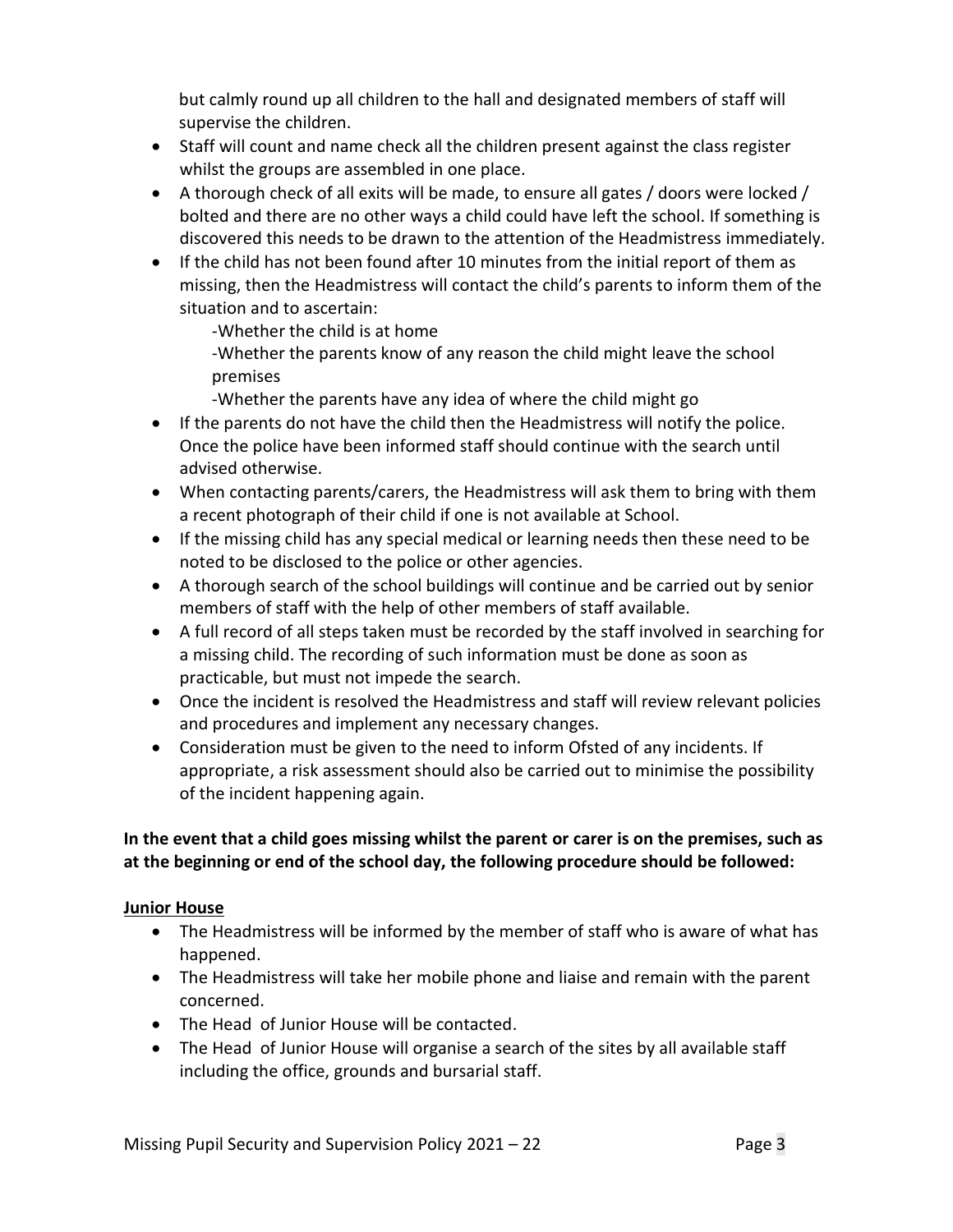but calmly round up all children to the hall and designated members of staff will supervise the children.

- Staff will count and name check all the children present against the class register whilst the groups are assembled in one place.
- A thorough check of all exits will be made, to ensure all gates / doors were locked / bolted and there are no other ways a child could have left the school. If something is discovered this needs to be drawn to the attention of the Headmistress immediately.
- If the child has not been found after 10 minutes from the initial report of them as missing, then the Headmistress will contact the child's parents to inform them of the situation and to ascertain:
  - -Whether the child is at home
  - -Whether the parents know of any reason the child might leave the school premises
  - -Whether the parents have any idea of where the child might go
- If the parents do not have the child then the Headmistress will notify the police. Once the police have been informed staff should continue with the search until advised otherwise.
- When contacting parents/carers, the Headmistress will ask them to bring with them a recent photograph of their child if one is not available at School.
- If the missing child has any special medical or learning needs then these need to be noted to be disclosed to the police or other agencies.
- A thorough search of the school buildings will continue and be carried out by senior members of staff with the help of other members of staff available.
- A full record of all steps taken must be recorded by the staff involved in searching for a missing child. The recording of such information must be done as soon as practicable, but must not impede the search.
- Once the incident is resolved the Headmistress and staff will review relevant policies and procedures and implement any necessary changes.
- Consideration must be given to the need to inform Ofsted of any incidents. If appropriate, a risk assessment should also be carried out to minimise the possibility of the incident happening again.

**In the event that a child goes missing whilst the parent or carer is on the premises, such as at the beginning or end of the school day, the following procedure should be followed:**

**Junior House**

- The Headmistress will be informed by the member of staff who is aware of what has happened.
- The Headmistress will take her mobile phone and liaise and remain with the parent concerned.
- The Head of Junior House will be contacted.
- The Head of Junior House will organise a search of the sites by all available staff including the office, grounds and bursarial staff.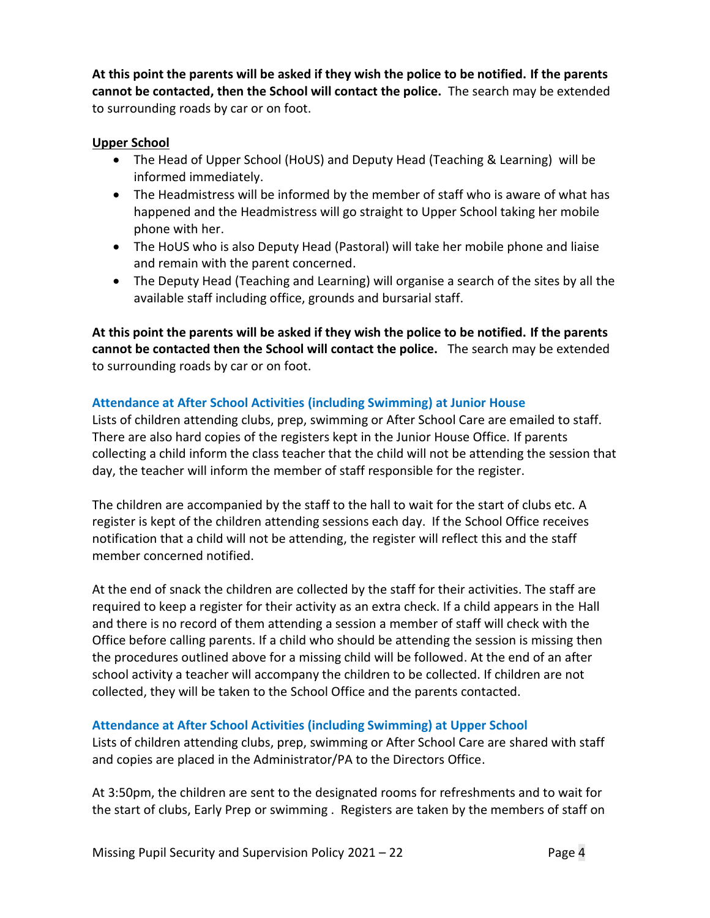**At this point the parents will be asked if they wish the police to be notified. If the parents cannot be contacted, then the School will contact the police.** The search may be extended to surrounding roads by car or on foot.

**Upper School**

- The Head of Upper School (HoUS) and Deputy Head (Teaching & Learning) will be informed immediately.
- The Headmistress will be informed by the member of staff who is aware of what has happened and the Headmistress will go straight to Upper School taking her mobile phone with her.
- The HoUS who is also Deputy Head (Pastoral) will take her mobile phone and liaise and remain with the parent concerned.
- The Deputy Head (Teaching and Learning) will organise a search of the sites by all the available staff including office, grounds and bursarial staff.

**At this point the parents will be asked if they wish the police to be notified. If the parents cannot be contacted then the School will contact the police.** The search may be extended to surrounding roads by car or on foot.

### Attendance at After School Activities (including Swimming) at Junior House

Lists of children attending clubs, prep, swimming or After School Care are emailed to staff. There are also hard copies of the registers kept in the Junior House Office. If parents collecting a child inform the class teacher that the child will not be attending the session that day, the teacher will inform the member of staff responsible for the register.

The children are accompanied by the staff to the hall to wait for the start of clubs etc. A register is kept of the children attending sessions each day. If the School Office receives notification that a child will not be attending, the register will reflect this and the staff member concerned notified.

At the end of snack the children are collected by the staff for their activities. The staff are required to keep a register for their activity as an extra check. If a child appears in the Hall and there is no record of them attending a session a member of staff will check with the Office before calling parents. If a child who should be attending the session is missing then the procedures outlined above for a missing child will be followed. At the end of an after school activity a teacher will accompany the children to be collected. If children are not collected, they will be taken to the School Office and the parents contacted.

### Attendance at After School Activities (including Swimming) at Upper School

Lists of children attending clubs, prep, swimming or After School Care are shared with staff and copies are placed in the Administrator/PA to the Directors Office.

At 3:50pm, the children are sent to the designated rooms for refreshments and to wait for the start of clubs, Early Prep or swimming . Registers are taken by the members of staff on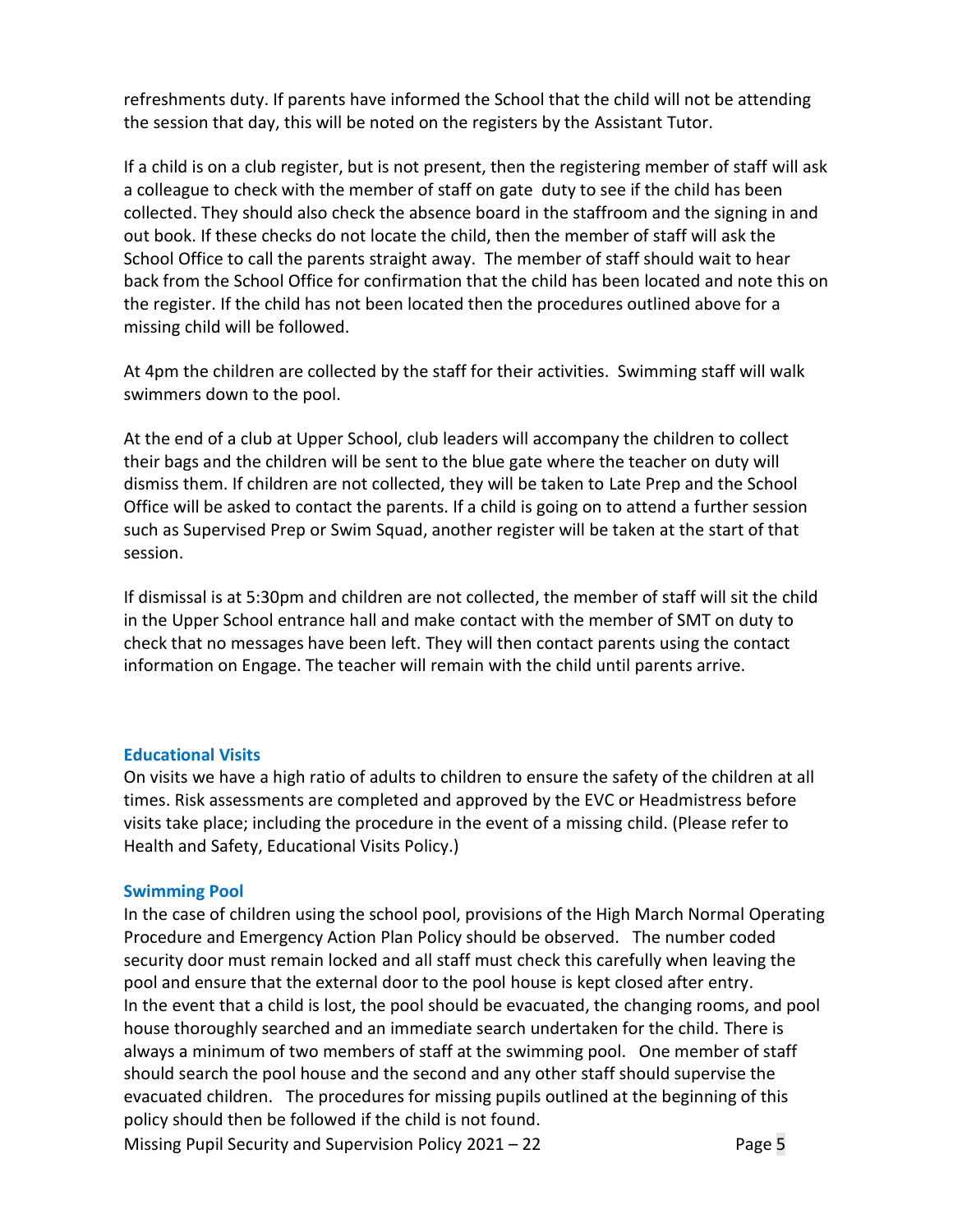refreshments duty. If parents have informed the School that the child will not be attending the session that day, this will be noted on the registers by the Assistant Tutor.

If a child is on a club register, but is not present, then the registering member of staff will ask a colleague to check with the member of staff on gate duty to see if the child has been collected. They should also check the absence board in the staffroom and the signing in and out book. If these checks do not locate the child, then the member of staff will ask the School Office to call the parents straight away. The member of staff should wait to hear back from the School Office for confirmation that the child has been located and note this on the register. If the child has not been located then the procedures outlined above for a missing child will be followed.

At 4pm the children are collected by the staff for their activities. Swimming staff will walk swimmers down to the pool.

At the end of a club at Upper School, club leaders will accompany the children to collect their bags and the children will be sent to the blue gate where the teacher on duty will dismiss them. If children are not collected, they will be taken to Late Prep and the School Office will be asked to contact the parents. If a child is going on to attend a further session such as Supervised Prep or Swim Squad, another register will be taken at the start of that session.

If dismissal is at 5:30pm and children are not collected, the member of staff will sit the child in the Upper School entrance hall and make contact with the member of SMT on duty to check that no messages have been left. They will then contact parents using the contact information on Engage. The teacher will remain with the child until parents arrive.

### Educational Visits

On visits we have a high ratio of adults to children to ensure the safety of the children at all times. Risk assessments are completed and approved by the EVC or Headmistress before visits take place; including the procedure in the event of a missing child. (Please refer to Health and Safety, Educational Visits Policy.)

### Swimming Pool

In the case of children using the school pool, provisions of the High March Normal Operating Procedure and Emergency Action Plan Policy should be observed. The number coded security door must remain locked and all staff must check this carefully when leaving the pool and ensure that the external door to the pool house is kept closed after entry.
In the event that a child is lost, the pool should be evacuated, the changing rooms, and pool house thoroughly searched and an immediate search undertaken for the child. There is always a minimum of two members of staff at the swimming pool. One member of staff should search the pool house and the second and any other staff should supervise the evacuated children. The procedures for missing pupils outlined at the beginning of this policy should then be followed if the child is not found.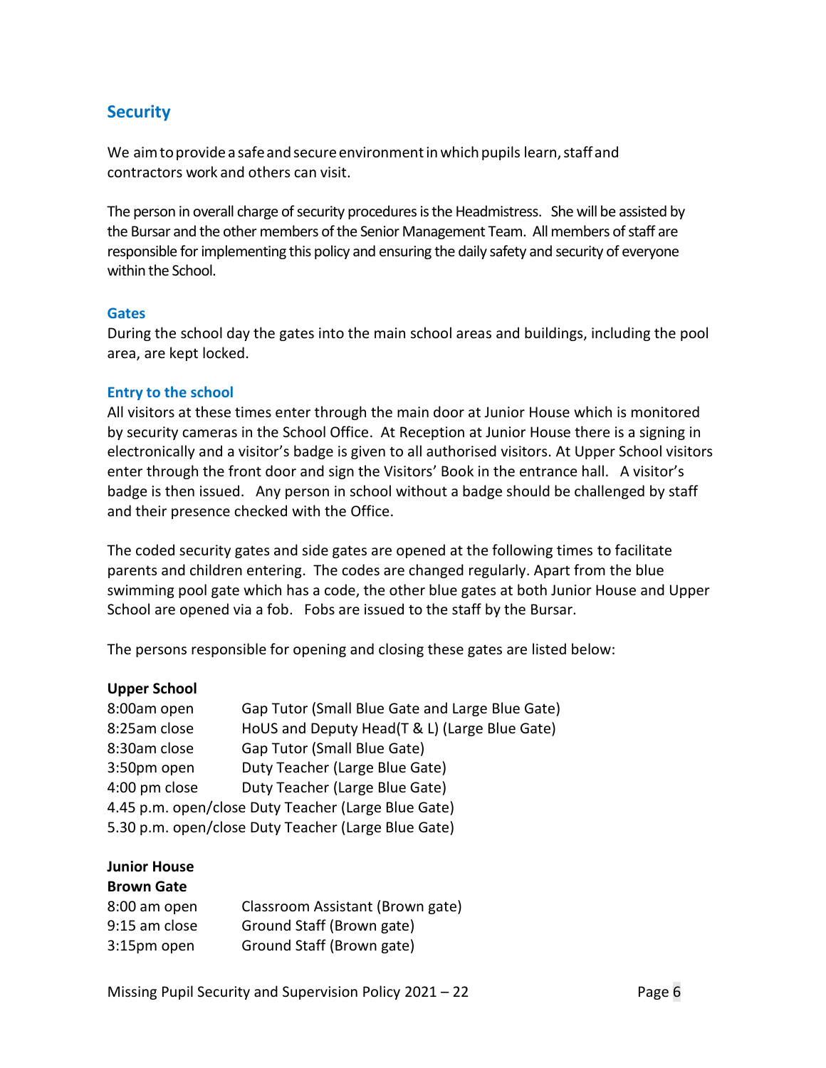## Security

We aim to provide a safe and secure environment in which pupils learn, staff and contractors work and others can visit.

The person in overall charge of security procedures is the Headmistress. She will be assisted by the Bursar and the other members of the Senior Management Team. All members of staff are responsible for implementing this policy and ensuring the daily safety and security of everyone within the School.

### Gates

During the school day the gates into the main school areas and buildings, including the pool area, are kept locked.

### Entry to the school

All visitors at these times enter through the main door at Junior House which is monitored by security cameras in the School Office. At Reception at Junior House there is a signing in electronically and a visitor's badge is given to all authorised visitors. At Upper School visitors enter through the front door and sign the Visitors' Book in the entrance hall. A visitor's badge is then issued. Any person in school without a badge should be challenged by staff and their presence checked with the Office.

The coded security gates and side gates are opened at the following times to facilitate parents and children entering. The codes are changed regularly. Apart from the blue swimming pool gate which has a code, the other blue gates at both Junior House and Upper School are opened via a fob. Fobs are issued to the staff by the Bursar.

The persons responsible for opening and closing these gates are listed below:

**Upper School**

| | |
|---|---|
| 8:00am open | Gap Tutor (Small Blue Gate and Large Blue Gate) |
| 8:25am close | HoUS and Deputy Head(T & L) (Large Blue Gate) |
| 8:30am close | Gap Tutor (Small Blue Gate) |
| 3:50pm open | Duty Teacher (Large Blue Gate) |
| 4:00 pm close | Duty Teacher (Large Blue Gate) |
| 4.45 p.m. open/close | Duty Teacher (Large Blue Gate) |
| 5.30 p.m. open/close | Duty Teacher (Large Blue Gate) |

**Junior House**

**Brown Gate**

| | |
|---|---|
| 8:00 am open | Classroom Assistant (Brown gate) |
| 9:15 am close | Ground Staff (Brown gate) |
| 3:15pm open | Ground Staff (Brown gate) |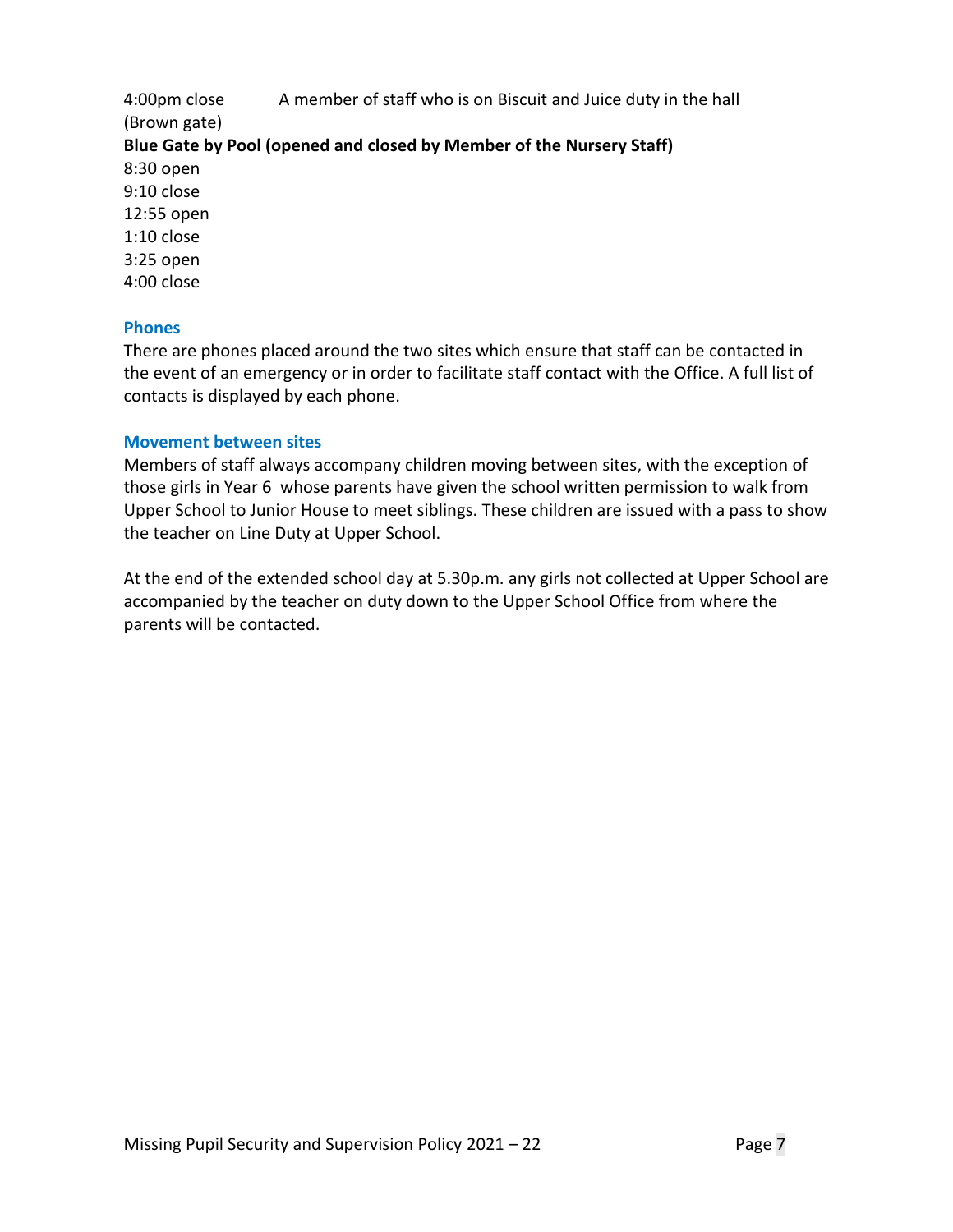4:00pm close (Brown gate) A member of staff who is on Biscuit and Juice duty in the hall

**Blue Gate by Pool (opened and closed by Member of the Nursery Staff)**

8:30 open
9:10 close
12:55 open
1:10 close
3:25 open
4:00 close

### Phones

There are phones placed around the two sites which ensure that staff can be contacted in the event of an emergency or in order to facilitate staff contact with the Office. A full list of contacts is displayed by each phone.

### Movement between sites

Members of staff always accompany children moving between sites, with the exception of those girls in Year 6 whose parents have given the school written permission to walk from Upper School to Junior House to meet siblings. These children are issued with a pass to show the teacher on Line Duty at Upper School.

At the end of the extended school day at 5.30p.m. any girls not collected at Upper School are accompanied by the teacher on duty down to the Upper School Office from where the parents will be contacted.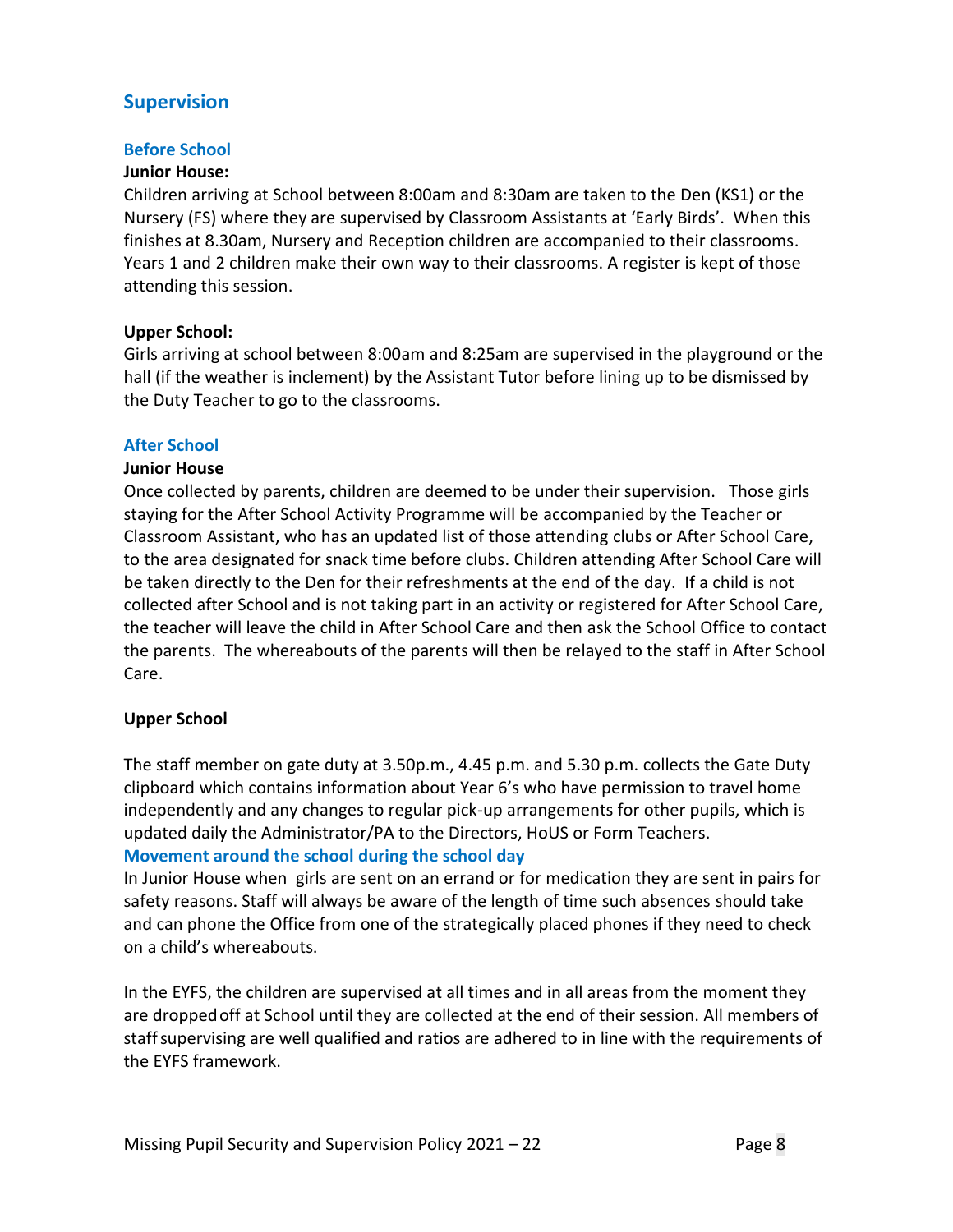## Supervision

### Before School

**Junior House:**

Children arriving at School between 8:00am and 8:30am are taken to the Den (KS1) or the Nursery (FS) where they are supervised by Classroom Assistants at 'Early Birds'. When this finishes at 8.30am, Nursery and Reception children are accompanied to their classrooms. Years 1 and 2 children make their own way to their classrooms. A register is kept of those attending this session.

**Upper School:**

Girls arriving at school between 8:00am and 8:25am are supervised in the playground or the hall (if the weather is inclement) by the Assistant Tutor before lining up to be dismissed by the Duty Teacher to go to the classrooms.

### After School

**Junior House**

Once collected by parents, children are deemed to be under their supervision. Those girls staying for the After School Activity Programme will be accompanied by the Teacher or Classroom Assistant, who has an updated list of those attending clubs or After School Care, to the area designated for snack time before clubs. Children attending After School Care will be taken directly to the Den for their refreshments at the end of the day. If a child is not collected after School and is not taking part in an activity or registered for After School Care, the teacher will leave the child in After School Care and then ask the School Office to contact the parents. The whereabouts of the parents will then be relayed to the staff in After School Care.

**Upper School**

The staff member on gate duty at 3.50p.m., 4.45 p.m. and 5.30 p.m. collects the Gate Duty clipboard which contains information about Year 6's who have permission to travel home independently and any changes to regular pick-up arrangements for other pupils, which is updated daily the Administrator/PA to the Directors, HoUS or Form Teachers.

### Movement around the school during the school day

In Junior House when girls are sent on an errand or for medication they are sent in pairs for safety reasons. Staff will always be aware of the length of time such absences should take and can phone the Office from one of the strategically placed phones if they need to check on a child's whereabouts.

In the EYFS, the children are supervised at all times and in all areas from the moment they are dropped off at School until they are collected at the end of their session. All members of staff supervising are well qualified and ratios are adhered to in line with the requirements of the EYFS framework.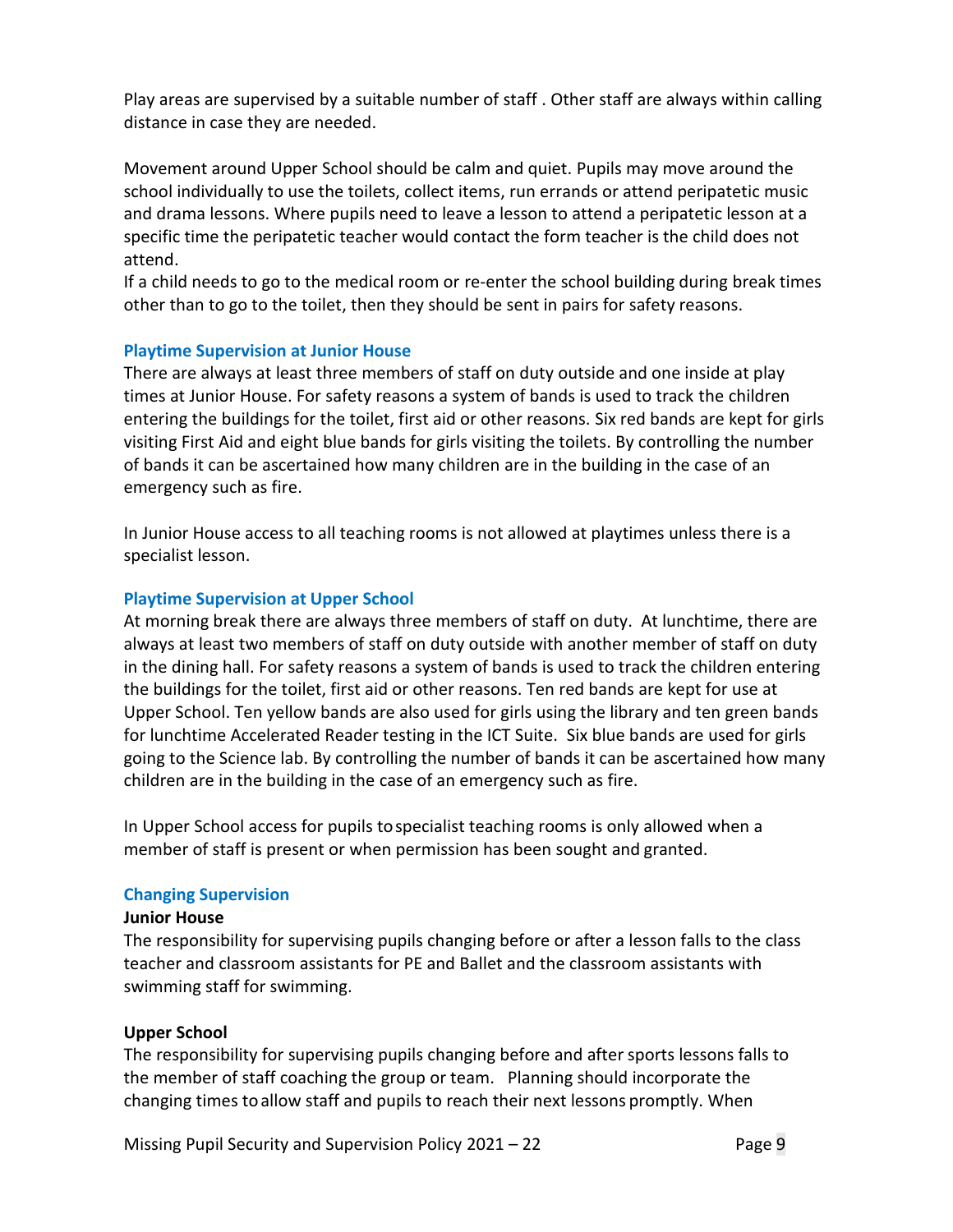Play areas are supervised by a suitable number of staff . Other staff are always within calling distance in case they are needed.

Movement around Upper School should be calm and quiet. Pupils may move around the school individually to use the toilets, collect items, run errands or attend peripatetic music and drama lessons. Where pupils need to leave a lesson to attend a peripatetic lesson at a specific time the peripatetic teacher would contact the form teacher is the child does not attend.

If a child needs to go to the medical room or re-enter the school building during break times other than to go to the toilet, then they should be sent in pairs for safety reasons.

### Playtime Supervision at Junior House

There are always at least three members of staff on duty outside and one inside at play times at Junior House. For safety reasons a system of bands is used to track the children entering the buildings for the toilet, first aid or other reasons. Six red bands are kept for girls visiting First Aid and eight blue bands for girls visiting the toilets. By controlling the number of bands it can be ascertained how many children are in the building in the case of an emergency such as fire.

In Junior House access to all teaching rooms is not allowed at playtimes unless there is a specialist lesson.

### Playtime Supervision at Upper School

At morning break there are always three members of staff on duty. At lunchtime, there are always at least two members of staff on duty outside with another member of staff on duty in the dining hall. For safety reasons a system of bands is used to track the children entering the buildings for the toilet, first aid or other reasons. Ten red bands are kept for use at Upper School. Ten yellow bands are also used for girls using the library and ten green bands for lunchtime Accelerated Reader testing in the ICT Suite. Six blue bands are used for girls going to the Science lab. By controlling the number of bands it can be ascertained how many children are in the building in the case of an emergency such as fire.

In Upper School access for pupils to specialist teaching rooms is only allowed when a member of staff is present or when permission has been sought and granted.

### Changing Supervision

**Junior House**

The responsibility for supervising pupils changing before or after a lesson falls to the class teacher and classroom assistants for PE and Ballet and the classroom assistants with swimming staff for swimming.

**Upper School**

The responsibility for supervising pupils changing before and after sports lessons falls to the member of staff coaching the group or team. Planning should incorporate the changing times to allow staff and pupils to reach their next lessons promptly. When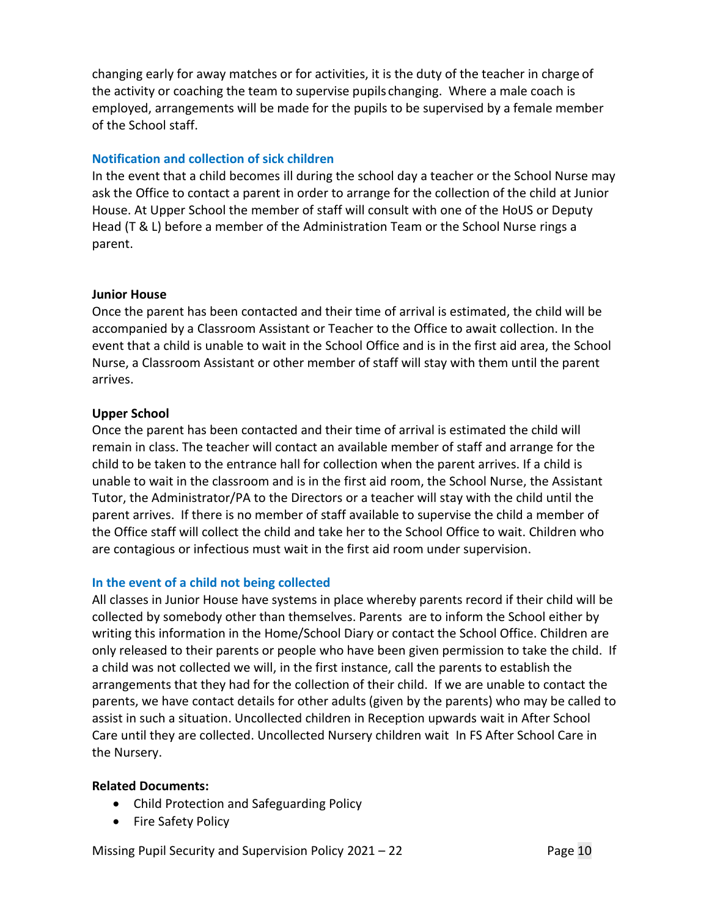changing early for away matches or for activities, it is the duty of the teacher in charge of the activity or coaching the team to supervise pupils changing. Where a male coach is employed, arrangements will be made for the pupils to be supervised by a female member of the School staff.

## Notification and collection of sick children

In the event that a child becomes ill during the school day a teacher or the School Nurse may ask the Office to contact a parent in order to arrange for the collection of the child at Junior House. At Upper School the member of staff will consult with one of the HoUS or Deputy Head (T & L) before a member of the Administration Team or the School Nurse rings a parent.

### Junior House

Once the parent has been contacted and their time of arrival is estimated, the child will be accompanied by a Classroom Assistant or Teacher to the Office to await collection. In the event that a child is unable to wait in the School Office and is in the first aid area, the School Nurse, a Classroom Assistant or other member of staff will stay with them until the parent arrives.

### Upper School

Once the parent has been contacted and their time of arrival is estimated the child will remain in class. The teacher will contact an available member of staff and arrange for the child to be taken to the entrance hall for collection when the parent arrives. If a child is unable to wait in the classroom and is in the first aid room, the School Nurse, the Assistant Tutor, the Administrator/PA to the Directors or a teacher will stay with the child until the parent arrives. If there is no member of staff available to supervise the child a member of the Office staff will collect the child and take her to the School Office to wait. Children who are contagious or infectious must wait in the first aid room under supervision.

## In the event of a child not being collected

All classes in Junior House have systems in place whereby parents record if their child will be collected by somebody other than themselves. Parents are to inform the School either by writing this information in the Home/School Diary or contact the School Office. Children are only released to their parents or people who have been given permission to take the child. If a child was not collected we will, in the first instance, call the parents to establish the arrangements that they had for the collection of their child. If we are unable to contact the parents, we have contact details for other adults (given by the parents) who may be called to assist in such a situation. Uncollected children in Reception upwards wait in After School Care until they are collected. Uncollected Nursery children wait In FS After School Care in the Nursery.

**Related Documents:**

- Child Protection and Safeguarding Policy
- Fire Safety Policy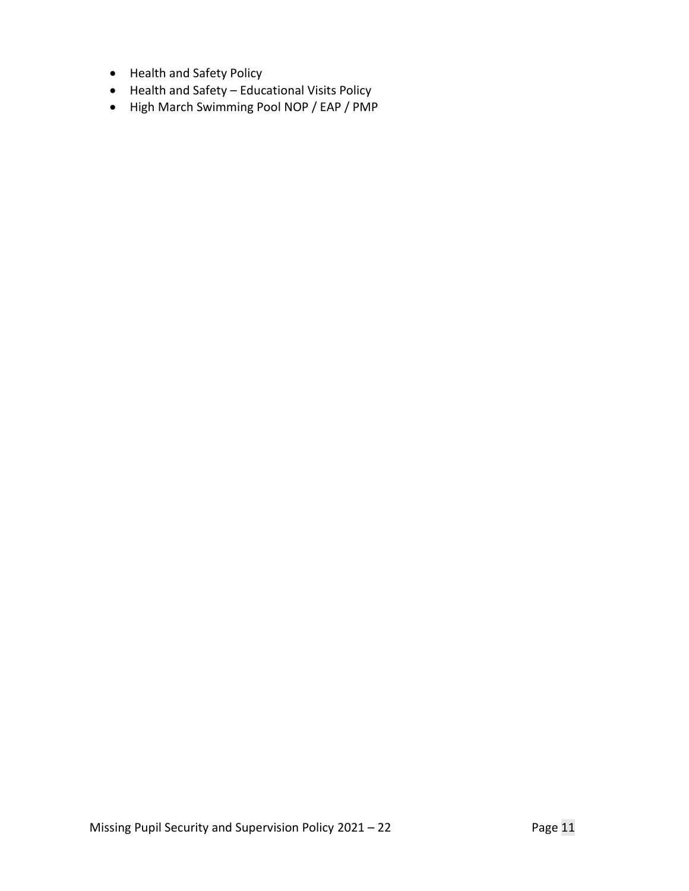- Health and Safety Policy
- Health and Safety – Educational Visits Policy
- High March Swimming Pool NOP / EAP / PMP